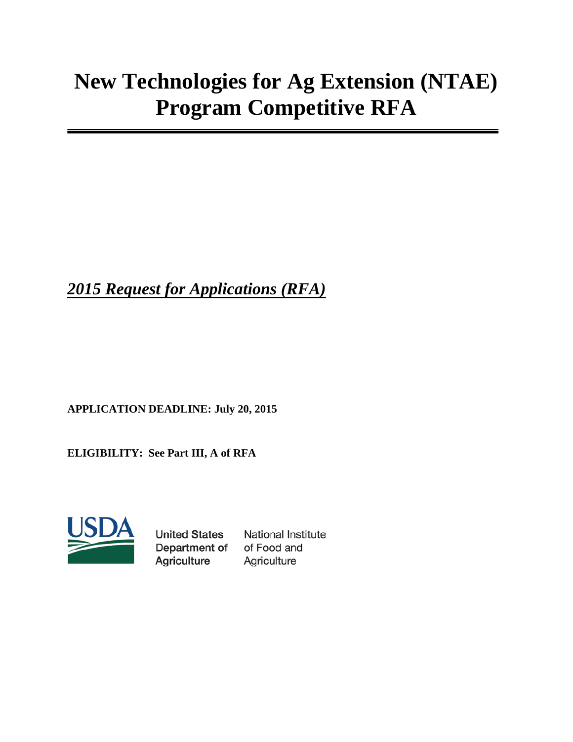# New Technologies for Ag Extension (NTAE) Program Competitive RFA

***2015 Request for Applications (RFA)***

**APPLICATION DEADLINE: July 20, 2015**

**ELIGIBILITY: See Part III, A of RFA**

USDA

United States Department of Agriculture

National Institute of Food and Agriculture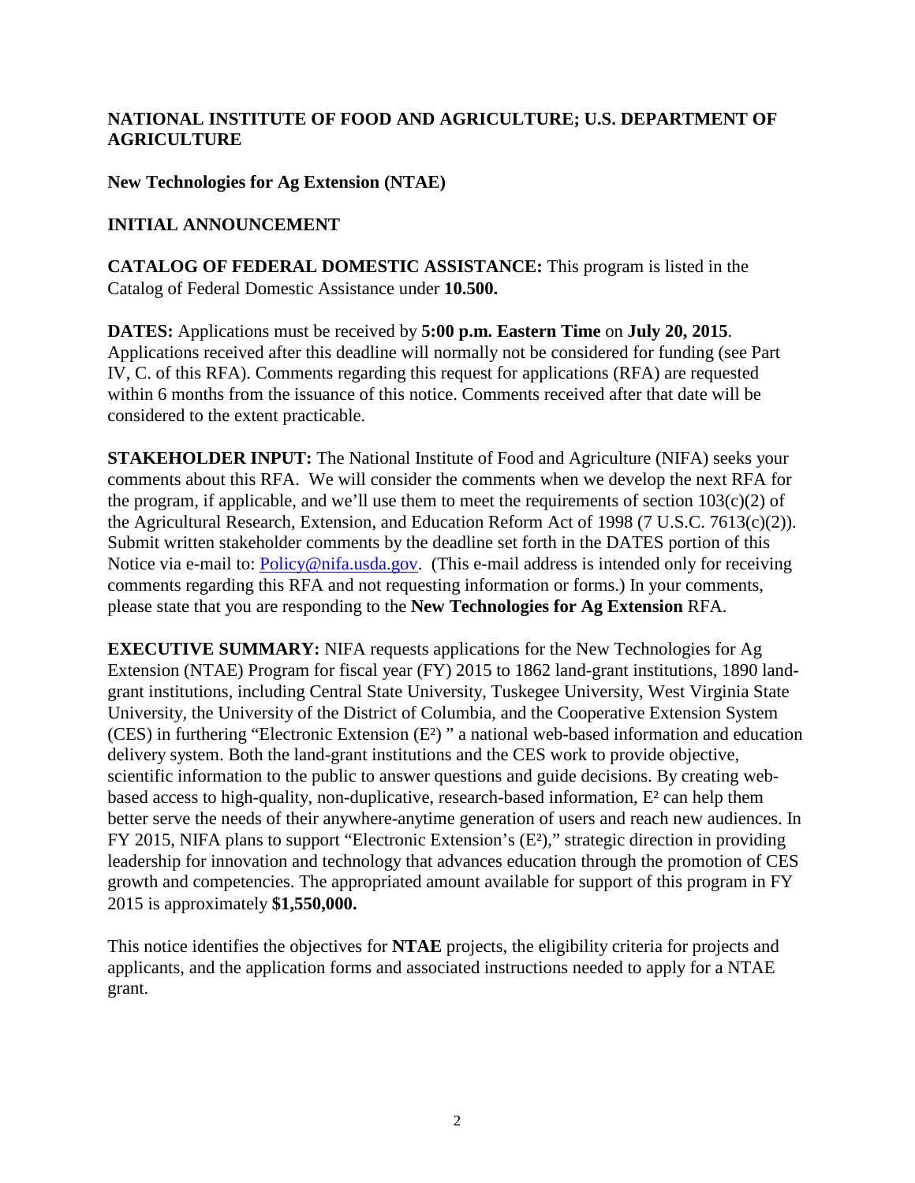**NATIONAL INSTITUTE OF FOOD AND AGRICULTURE; U.S. DEPARTMENT OF AGRICULTURE**

**New Technologies for Ag Extension (NTAE)**

**INITIAL ANNOUNCEMENT**

**CATALOG OF FEDERAL DOMESTIC ASSISTANCE:** This program is listed in the Catalog of Federal Domestic Assistance under **10.500.**

**DATES:** Applications must be received by **5:00 p.m. Eastern Time** on **July 20, 2015**. Applications received after this deadline will normally not be considered for funding (see Part IV, C. of this RFA). Comments regarding this request for applications (RFA) are requested within 6 months from the issuance of this notice. Comments received after that date will be considered to the extent practicable.

**STAKEHOLDER INPUT:** The National Institute of Food and Agriculture (NIFA) seeks your comments about this RFA. We will consider the comments when we develop the next RFA for the program, if applicable, and we'll use them to meet the requirements of section 103(c)(2) of the Agricultural Research, Extension, and Education Reform Act of 1998 (7 U.S.C. 7613(c)(2)). Submit written stakeholder comments by the deadline set forth in the DATES portion of this Notice via e-mail to: Policy@nifa.usda.gov. (This e-mail address is intended only for receiving comments regarding this RFA and not requesting information or forms.) In your comments, please state that you are responding to the **New Technologies for Ag Extension** RFA.

**EXECUTIVE SUMMARY:** NIFA requests applications for the New Technologies for Ag Extension (NTAE) Program for fiscal year (FY) 2015 to 1862 land-grant institutions, 1890 land-grant institutions, including Central State University, Tuskegee University, West Virginia State University, the University of the District of Columbia, and the Cooperative Extension System (CES) in furthering "Electronic Extension ($E^2$) " a national web-based information and education delivery system. Both the land-grant institutions and the CES work to provide objective, scientific information to the public to answer questions and guide decisions. By creating web-based access to high-quality, non-duplicative, research-based information, $E^2$ can help them better serve the needs of their anywhere-anytime generation of users and reach new audiences. In FY 2015, NIFA plans to support "Electronic Extension's ($E^2$)," strategic direction in providing leadership for innovation and technology that advances education through the promotion of CES growth and competencies. The appropriated amount available for support of this program in FY 2015 is approximately **$1,550,000.**

This notice identifies the objectives for **NTAE** projects, the eligibility criteria for projects and applicants, and the application forms and associated instructions needed to apply for a NTAE grant.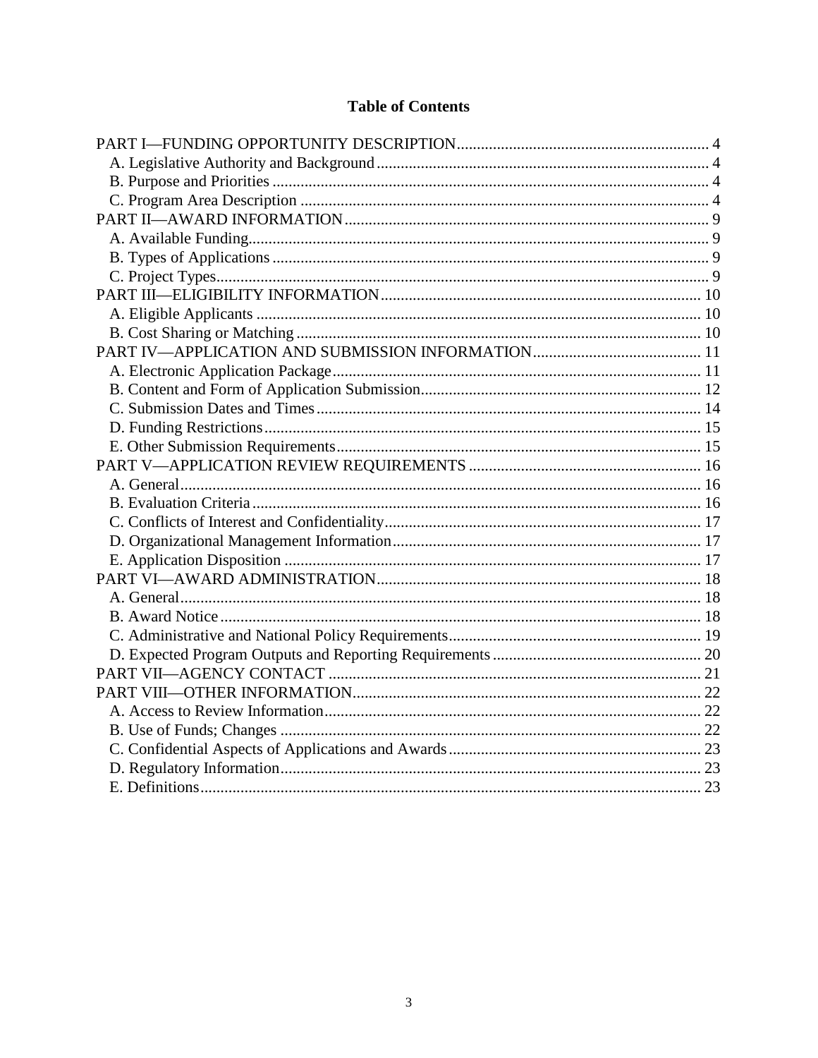# Table of Contents

PART I—FUNDING OPPORTUNITY DESCRIPTION ... 4
- A. Legislative Authority and Background ... 4
- B. Purpose and Priorities ... 4
- C. Program Area Description ... 4

PART II—AWARD INFORMATION ... 9
- A. Available Funding ... 9
- B. Types of Applications ... 9
- C. Project Types ... 9

PART III—ELIGIBILITY INFORMATION ... 10
- A. Eligible Applicants ... 10
- B. Cost Sharing or Matching ... 10

PART IV—APPLICATION AND SUBMISSION INFORMATION ... 11
- A. Electronic Application Package ... 11
- B. Content and Form of Application Submission ... 12
- C. Submission Dates and Times ... 14
- D. Funding Restrictions ... 15
- E. Other Submission Requirements ... 15

PART V—APPLICATION REVIEW REQUIREMENTS ... 16
- A. General ... 16
- B. Evaluation Criteria ... 16
- C. Conflicts of Interest and Confidentiality ... 17
- D. Organizational Management Information ... 17
- E. Application Disposition ... 17

PART VI—AWARD ADMINISTRATION ... 18
- A. General ... 18
- B. Award Notice ... 18
- C. Administrative and National Policy Requirements ... 19
- D. Expected Program Outputs and Reporting Requirements ... 20

PART VII—AGENCY CONTACT ... 21

PART VIII—OTHER INFORMATION ... 22
- A. Access to Review Information ... 22
- B. Use of Funds; Changes ... 22
- C. Confidential Aspects of Applications and Awards ... 23
- D. Regulatory Information ... 23
- E. Definitions ... 23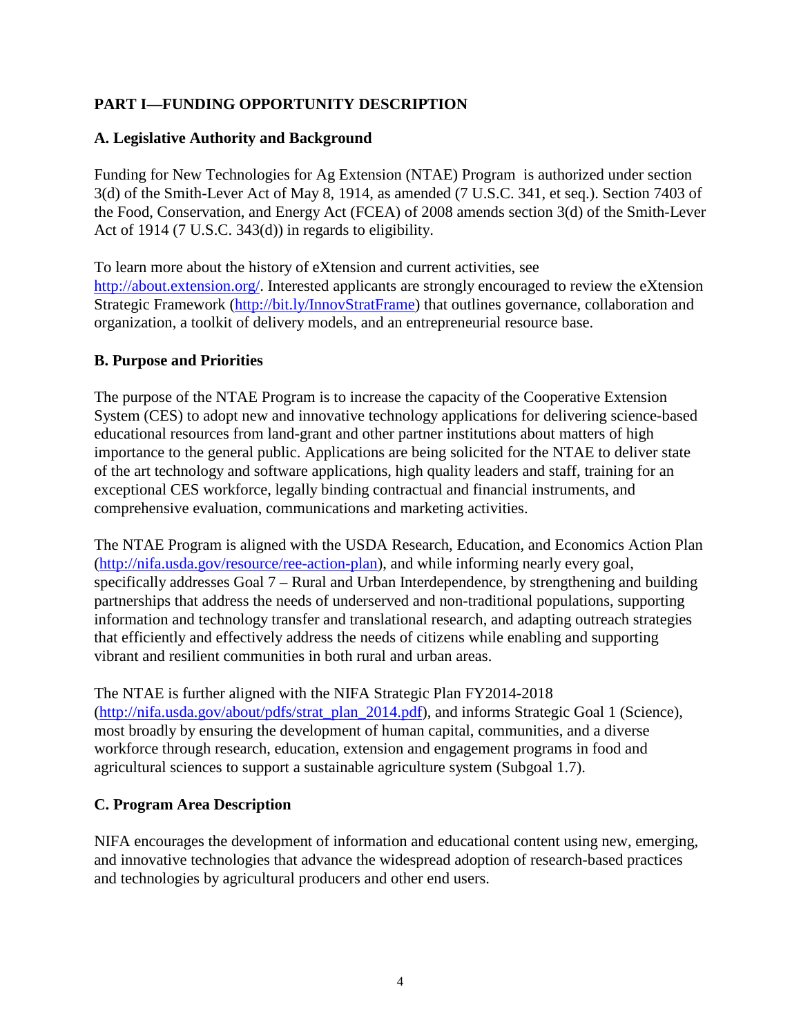## PART I—FUNDING OPPORTUNITY DESCRIPTION

### A. Legislative Authority and Background

Funding for New Technologies for Ag Extension (NTAE) Program is authorized under section 3(d) of the Smith-Lever Act of May 8, 1914, as amended (7 U.S.C. 341, et seq.). Section 7403 of the Food, Conservation, and Energy Act (FCEA) of 2008 amends section 3(d) of the Smith-Lever Act of 1914 (7 U.S.C. 343(d)) in regards to eligibility.

To learn more about the history of eXtension and current activities, see [http://about.extension.org/](http://about.extension.org/). Interested applicants are strongly encouraged to review the eXtension Strategic Framework ([http://bit.ly/InnovStratFrame](http://bit.ly/InnovStratFrame)) that outlines governance, collaboration and organization, a toolkit of delivery models, and an entrepreneurial resource base.

### B. Purpose and Priorities

The purpose of the NTAE Program is to increase the capacity of the Cooperative Extension System (CES) to adopt new and innovative technology applications for delivering science-based educational resources from land-grant and other partner institutions about matters of high importance to the general public. Applications are being solicited for the NTAE to deliver state of the art technology and software applications, high quality leaders and staff, training for an exceptional CES workforce, legally binding contractual and financial instruments, and comprehensive evaluation, communications and marketing activities.

The NTAE Program is aligned with the USDA Research, Education, and Economics Action Plan ([http://nifa.usda.gov/resource/ree-action-plan](http://nifa.usda.gov/resource/ree-action-plan)), and while informing nearly every goal, specifically addresses Goal 7 – Rural and Urban Interdependence, by strengthening and building partnerships that address the needs of underserved and non-traditional populations, supporting information and technology transfer and translational research, and adapting outreach strategies that efficiently and effectively address the needs of citizens while enabling and supporting vibrant and resilient communities in both rural and urban areas.

The NTAE is further aligned with the NIFA Strategic Plan FY2014-2018 ([http://nifa.usda.gov/about/pdfs/strat_plan_2014.pdf](http://nifa.usda.gov/about/pdfs/strat_plan_2014.pdf)), and informs Strategic Goal 1 (Science), most broadly by ensuring the development of human capital, communities, and a diverse workforce through research, education, extension and engagement programs in food and agricultural sciences to support a sustainable agriculture system (Subgoal 1.7).

### C. Program Area Description

NIFA encourages the development of information and educational content using new, emerging, and innovative technologies that advance the widespread adoption of research-based practices and technologies by agricultural producers and other end users.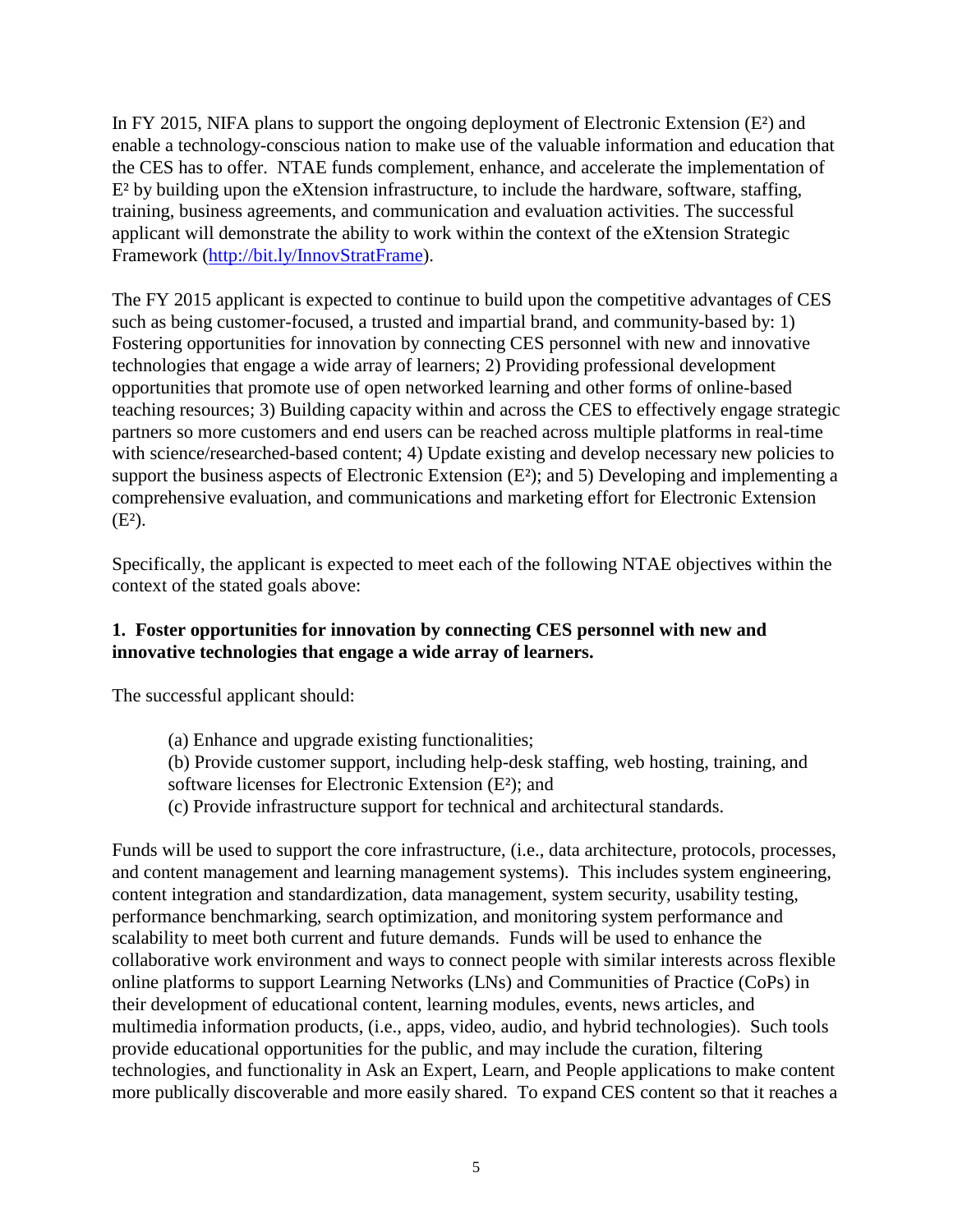In FY 2015, NIFA plans to support the ongoing deployment of Electronic Extension (E²) and enable a technology-conscious nation to make use of the valuable information and education that the CES has to offer. NTAE funds complement, enhance, and accelerate the implementation of E² by building upon the eXtension infrastructure, to include the hardware, software, staffing, training, business agreements, and communication and evaluation activities. The successful applicant will demonstrate the ability to work within the context of the eXtension Strategic Framework (http://bit.ly/InnovStratFrame).

The FY 2015 applicant is expected to continue to build upon the competitive advantages of CES such as being customer-focused, a trusted and impartial brand, and community-based by: 1) Fostering opportunities for innovation by connecting CES personnel with new and innovative technologies that engage a wide array of learners; 2) Providing professional development opportunities that promote use of open networked learning and other forms of online-based teaching resources; 3) Building capacity within and across the CES to effectively engage strategic partners so more customers and end users can be reached across multiple platforms in real-time with science/researched-based content; 4) Update existing and develop necessary new policies to support the business aspects of Electronic Extension (E²); and 5) Developing and implementing a comprehensive evaluation, and communications and marketing effort for Electronic Extension (E²).

Specifically, the applicant is expected to meet each of the following NTAE objectives within the context of the stated goals above:

**1. Foster opportunities for innovation by connecting CES personnel with new and innovative technologies that engage a wide array of learners.**

The successful applicant should:

(a) Enhance and upgrade existing functionalities;
(b) Provide customer support, including help-desk staffing, web hosting, training, and software licenses for Electronic Extension (E²); and
(c) Provide infrastructure support for technical and architectural standards.

Funds will be used to support the core infrastructure, (i.e., data architecture, protocols, processes, and content management and learning management systems). This includes system engineering, content integration and standardization, data management, system security, usability testing, performance benchmarking, search optimization, and monitoring system performance and scalability to meet both current and future demands. Funds will be used to enhance the collaborative work environment and ways to connect people with similar interests across flexible online platforms to support Learning Networks (LNs) and Communities of Practice (CoPs) in their development of educational content, learning modules, events, news articles, and multimedia information products, (i.e., apps, video, audio, and hybrid technologies). Such tools provide educational opportunities for the public, and may include the curation, filtering technologies, and functionality in Ask an Expert, Learn, and People applications to make content more publically discoverable and more easily shared. To expand CES content so that it reaches a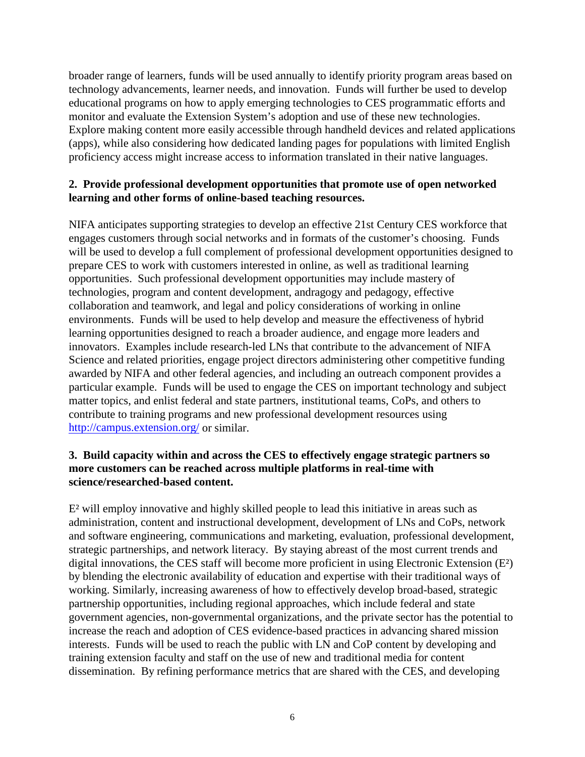broader range of learners, funds will be used annually to identify priority program areas based on technology advancements, learner needs, and innovation. Funds will further be used to develop educational programs on how to apply emerging technologies to CES programmatic efforts and monitor and evaluate the Extension System's adoption and use of these new technologies. Explore making content more easily accessible through handheld devices and related applications (apps), while also considering how dedicated landing pages for populations with limited English proficiency access might increase access to information translated in their native languages.

**2. Provide professional development opportunities that promote use of open networked learning and other forms of online-based teaching resources.**

NIFA anticipates supporting strategies to develop an effective 21st Century CES workforce that engages customers through social networks and in formats of the customer's choosing. Funds will be used to develop a full complement of professional development opportunities designed to prepare CES to work with customers interested in online, as well as traditional learning opportunities. Such professional development opportunities may include mastery of technologies, program and content development, andragogy and pedagogy, effective collaboration and teamwork, and legal and policy considerations of working in online environments. Funds will be used to help develop and measure the effectiveness of hybrid learning opportunities designed to reach a broader audience, and engage more leaders and innovators. Examples include research-led LNs that contribute to the advancement of NIFA Science and related priorities, engage project directors administering other competitive funding awarded by NIFA and other federal agencies, and including an outreach component provides a particular example. Funds will be used to engage the CES on important technology and subject matter topics, and enlist federal and state partners, institutional teams, CoPs, and others to contribute to training programs and new professional development resources using [http://campus.extension.org/](http://campus.extension.org/) or similar.

**3. Build capacity within and across the CES to effectively engage strategic partners so more customers can be reached across multiple platforms in real-time with science/researched-based content.**

E² will employ innovative and highly skilled people to lead this initiative in areas such as administration, content and instructional development, development of LNs and CoPs, network and software engineering, communications and marketing, evaluation, professional development, strategic partnerships, and network literacy. By staying abreast of the most current trends and digital innovations, the CES staff will become more proficient in using Electronic Extension (E²) by blending the electronic availability of education and expertise with their traditional ways of working. Similarly, increasing awareness of how to effectively develop broad-based, strategic partnership opportunities, including regional approaches, which include federal and state government agencies, non-governmental organizations, and the private sector has the potential to increase the reach and adoption of CES evidence-based practices in advancing shared mission interests. Funds will be used to reach the public with LN and CoP content by developing and training extension faculty and staff on the use of new and traditional media for content dissemination. By refining performance metrics that are shared with the CES, and developing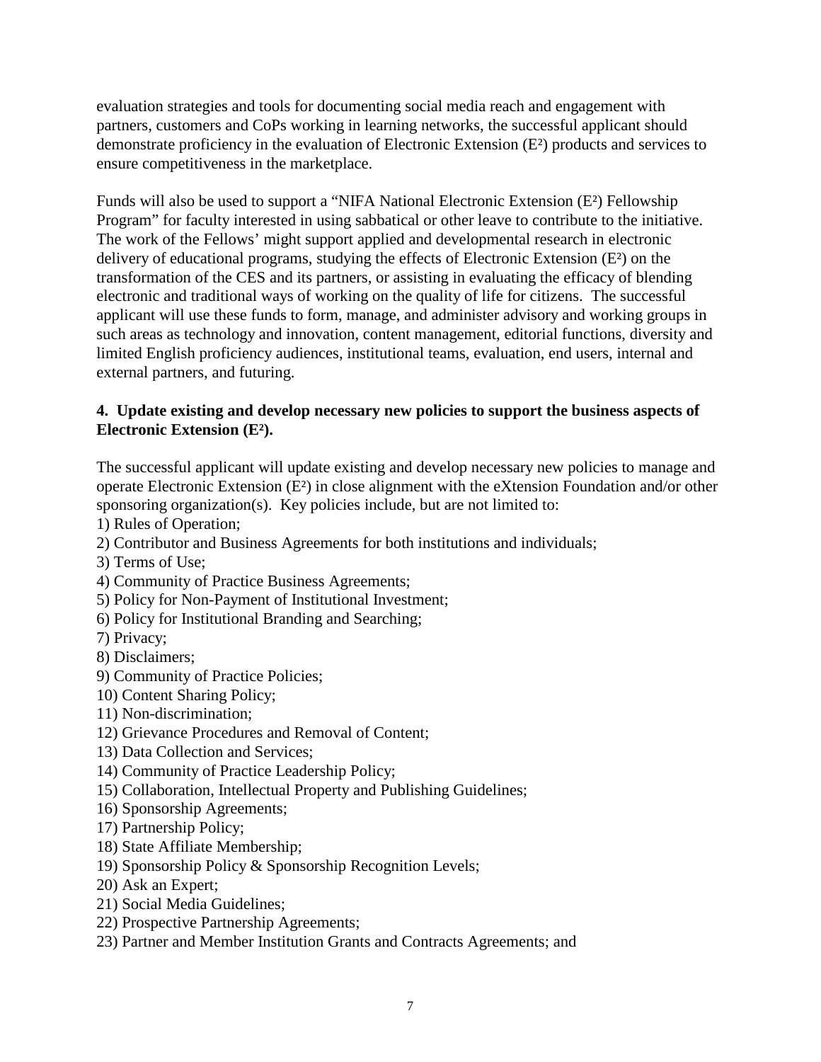evaluation strategies and tools for documenting social media reach and engagement with partners, customers and CoPs working in learning networks, the successful applicant should demonstrate proficiency in the evaluation of Electronic Extension (E²) products and services to ensure competitiveness in the marketplace.

Funds will also be used to support a "NIFA National Electronic Extension (E²) Fellowship Program" for faculty interested in using sabbatical or other leave to contribute to the initiative. The work of the Fellows' might support applied and developmental research in electronic delivery of educational programs, studying the effects of Electronic Extension (E²) on the transformation of the CES and its partners, or assisting in evaluating the efficacy of blending electronic and traditional ways of working on the quality of life for citizens. The successful applicant will use these funds to form, manage, and administer advisory and working groups in such areas as technology and innovation, content management, editorial functions, diversity and limited English proficiency audiences, institutional teams, evaluation, end users, internal and external partners, and futuring.

**4. Update existing and develop necessary new policies to support the business aspects of Electronic Extension (E²).**

The successful applicant will update existing and develop necessary new policies to manage and operate Electronic Extension (E²) in close alignment with the eXtension Foundation and/or other sponsoring organization(s). Key policies include, but are not limited to:

1) Rules of Operation;
2) Contributor and Business Agreements for both institutions and individuals;
3) Terms of Use;
4) Community of Practice Business Agreements;
5) Policy for Non-Payment of Institutional Investment;
6) Policy for Institutional Branding and Searching;
7) Privacy;
8) Disclaimers;
9) Community of Practice Policies;
10) Content Sharing Policy;
11) Non-discrimination;
12) Grievance Procedures and Removal of Content;
13) Data Collection and Services;
14) Community of Practice Leadership Policy;
15) Collaboration, Intellectual Property and Publishing Guidelines;
16) Sponsorship Agreements;
17) Partnership Policy;
18) State Affiliate Membership;
19) Sponsorship Policy & Sponsorship Recognition Levels;
20) Ask an Expert;
21) Social Media Guidelines;
22) Prospective Partnership Agreements;
23) Partner and Member Institution Grants and Contracts Agreements; and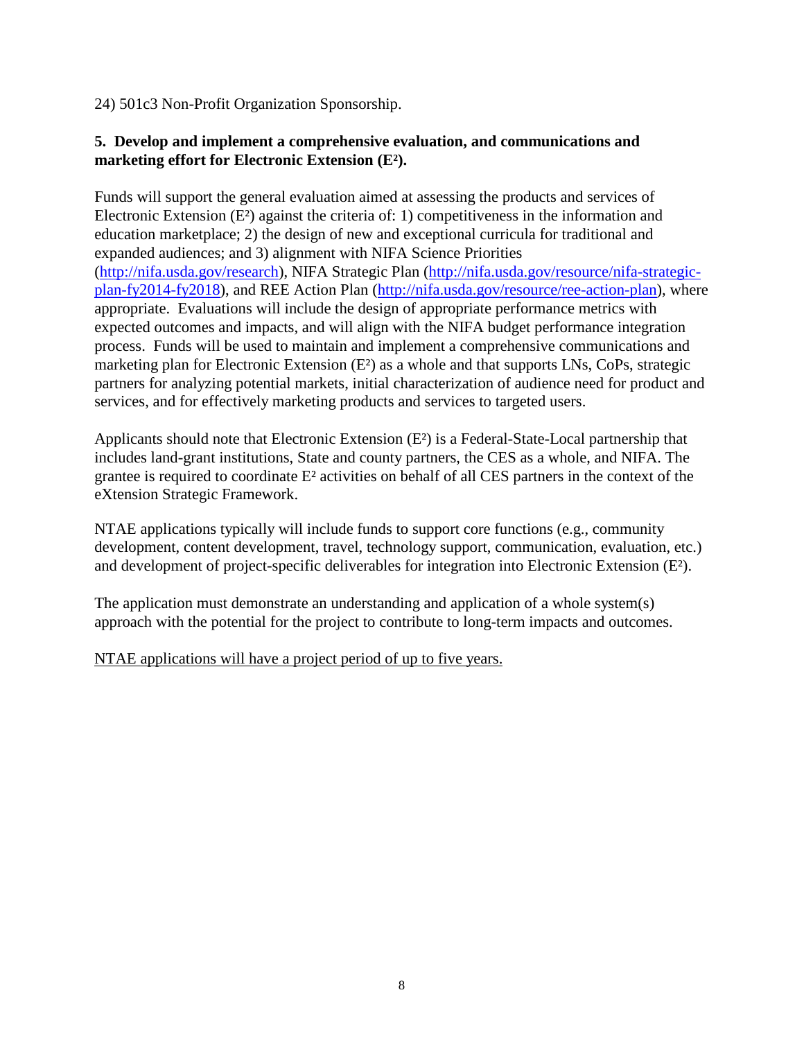24) 501c3 Non-Profit Organization Sponsorship.

**5. Develop and implement a comprehensive evaluation, and communications and marketing effort for Electronic Extension (E²).**

Funds will support the general evaluation aimed at assessing the products and services of Electronic Extension (E²) against the criteria of: 1) competitiveness in the information and education marketplace; 2) the design of new and exceptional curricula for traditional and expanded audiences; and 3) alignment with NIFA Science Priorities ([http://nifa.usda.gov/research](http://nifa.usda.gov/research)), NIFA Strategic Plan ([http://nifa.usda.gov/resource/nifa-strategic-plan-fy2014-fy2018](http://nifa.usda.gov/resource/nifa-strategic-plan-fy2014-fy2018)), and REE Action Plan ([http://nifa.usda.gov/resource/ree-action-plan](http://nifa.usda.gov/resource/ree-action-plan)), where appropriate. Evaluations will include the design of appropriate performance metrics with expected outcomes and impacts, and will align with the NIFA budget performance integration process. Funds will be used to maintain and implement a comprehensive communications and marketing plan for Electronic Extension (E²) as a whole and that supports LNs, CoPs, strategic partners for analyzing potential markets, initial characterization of audience need for product and services, and for effectively marketing products and services to targeted users.

Applicants should note that Electronic Extension (E²) is a Federal-State-Local partnership that includes land-grant institutions, State and county partners, the CES as a whole, and NIFA. The grantee is required to coordinate E² activities on behalf of all CES partners in the context of the eXtension Strategic Framework.

NTAE applications typically will include funds to support core functions (e.g., community development, content development, travel, technology support, communication, evaluation, etc.) and development of project-specific deliverables for integration into Electronic Extension (E²).

The application must demonstrate an understanding and application of a whole system(s) approach with the potential for the project to contribute to long-term impacts and outcomes.

<u>NTAE applications will have a project period of up to five years.</u>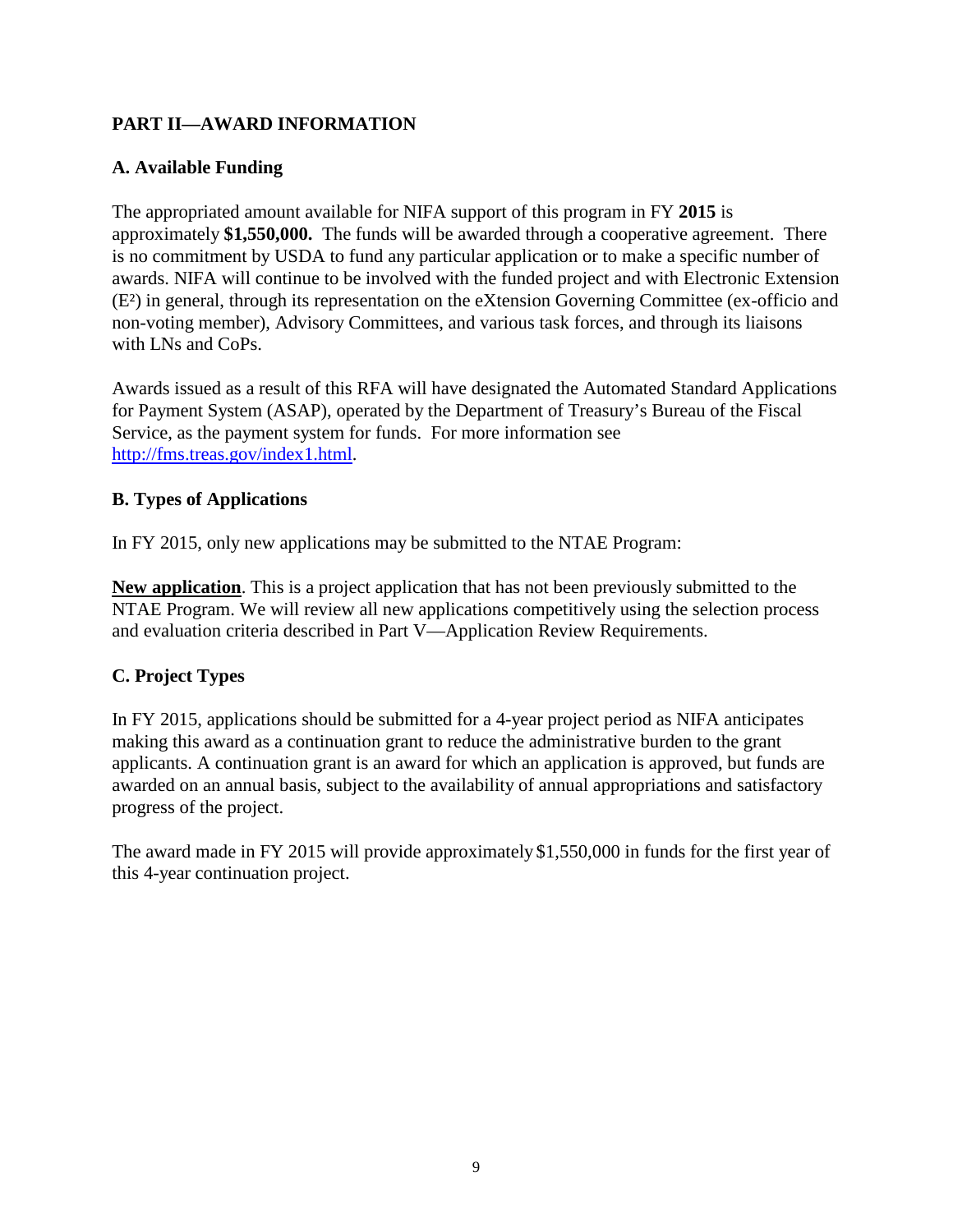## PART II—AWARD INFORMATION

### A. Available Funding

The appropriated amount available for NIFA support of this program in FY **2015** is approximately **$1,550,000.** The funds will be awarded through a cooperative agreement. There is no commitment by USDA to fund any particular application or to make a specific number of awards. NIFA will continue to be involved with the funded project and with Electronic Extension ($E^2$) in general, through its representation on the eXtension Governing Committee (ex-officio and non-voting member), Advisory Committees, and various task forces, and through its liaisons with LNs and CoPs.

Awards issued as a result of this RFA will have designated the Automated Standard Applications for Payment System (ASAP), operated by the Department of Treasury's Bureau of the Fiscal Service, as the payment system for funds. For more information see [http://fms.treas.gov/index1.html](http://fms.treas.gov/index1.html).

### B. Types of Applications

In FY 2015, only new applications may be submitted to the NTAE Program:

**New application**. This is a project application that has not been previously submitted to the NTAE Program. We will review all new applications competitively using the selection process and evaluation criteria described in Part V—Application Review Requirements.

### C. Project Types

In FY 2015, applications should be submitted for a 4-year project period as NIFA anticipates making this award as a continuation grant to reduce the administrative burden to the grant applicants. A continuation grant is an award for which an application is approved, but funds are awarded on an annual basis, subject to the availability of annual appropriations and satisfactory progress of the project.

The award made in FY 2015 will provide approximately $1,550,000 in funds for the first year of this 4-year continuation project.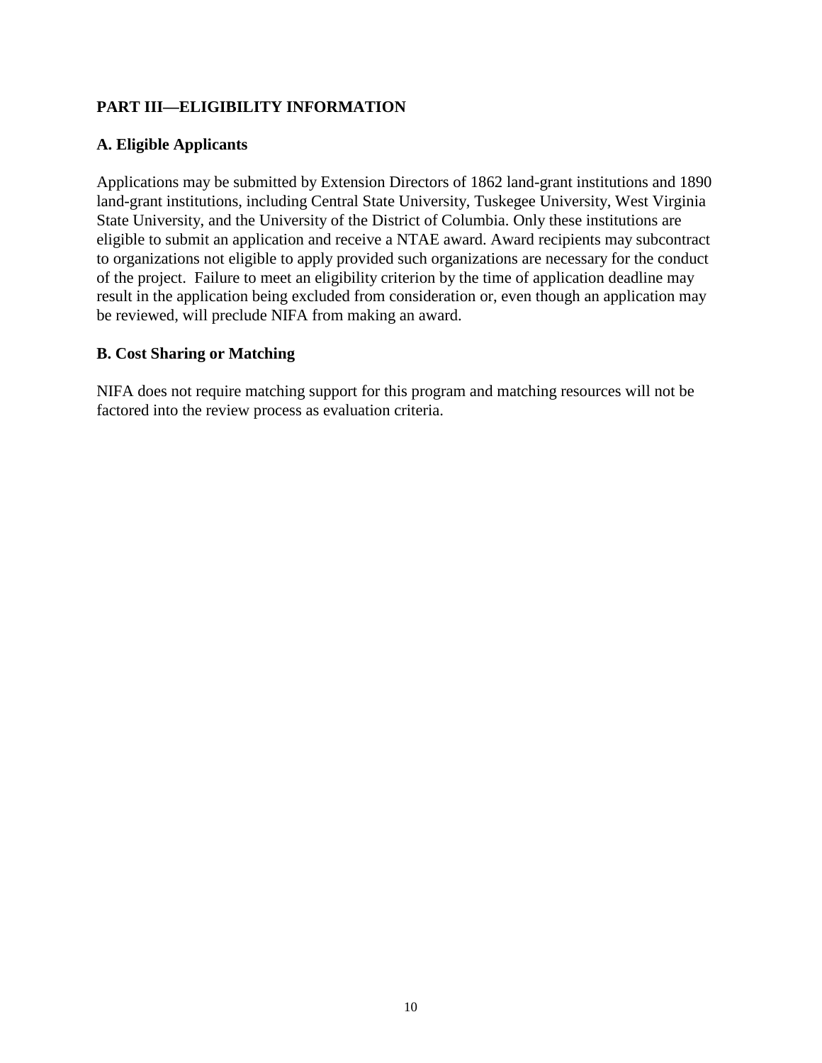## PART III—ELIGIBILITY INFORMATION

### A. Eligible Applicants

Applications may be submitted by Extension Directors of 1862 land-grant institutions and 1890 land-grant institutions, including Central State University, Tuskegee University, West Virginia State University, and the University of the District of Columbia. Only these institutions are eligible to submit an application and receive a NTAE award. Award recipients may subcontract to organizations not eligible to apply provided such organizations are necessary for the conduct of the project. Failure to meet an eligibility criterion by the time of application deadline may result in the application being excluded from consideration or, even though an application may be reviewed, will preclude NIFA from making an award.

### B. Cost Sharing or Matching

NIFA does not require matching support for this program and matching resources will not be factored into the review process as evaluation criteria.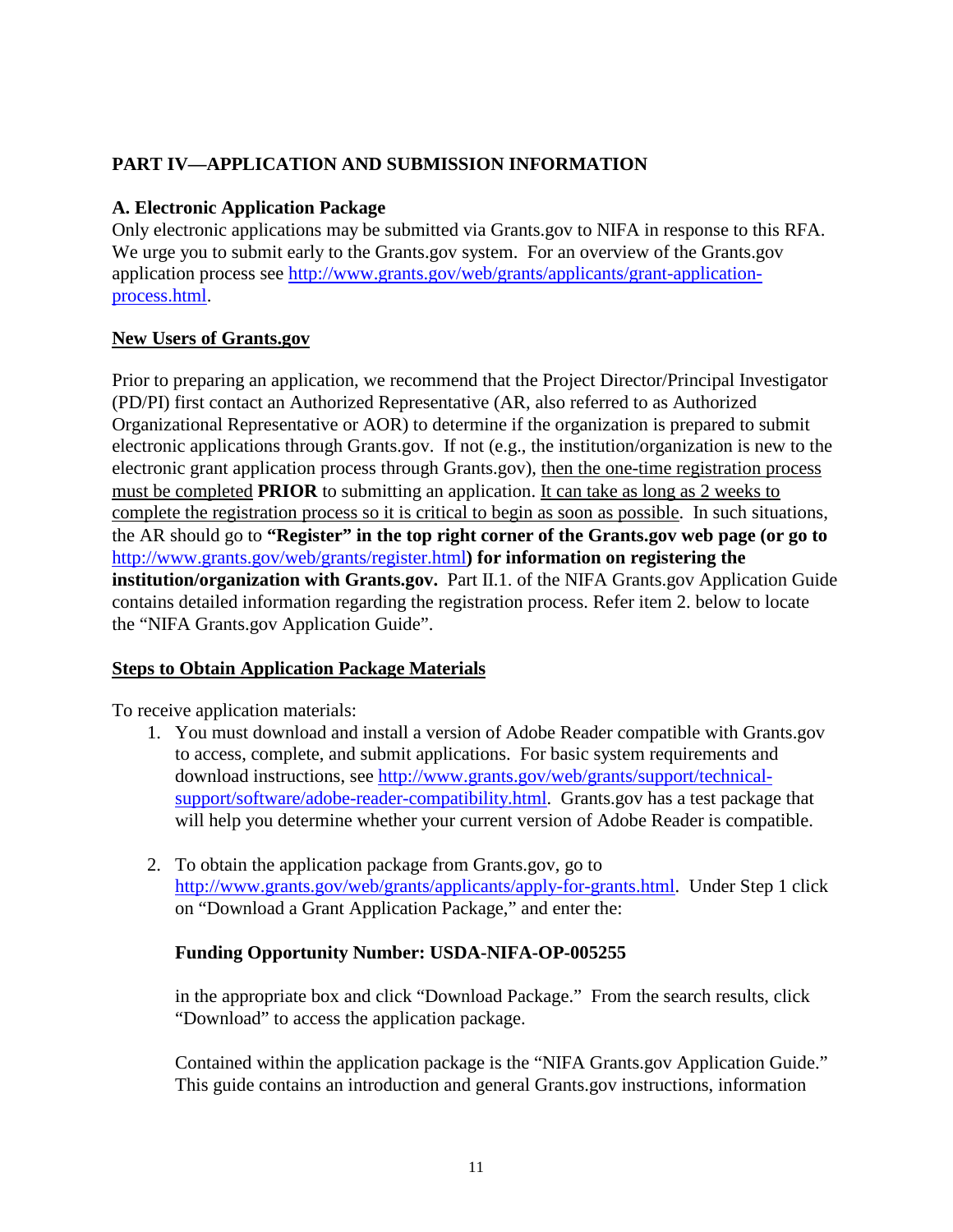## PART IV—APPLICATION AND SUBMISSION INFORMATION

### A. Electronic Application Package

Only electronic applications may be submitted via Grants.gov to NIFA in response to this RFA. We urge you to submit early to the Grants.gov system. For an overview of the Grants.gov application process see [http://www.grants.gov/web/grants/applicants/grant-application-process.html](http://www.grants.gov/web/grants/applicants/grant-application-process.html).

**New Users of Grants.gov**

Prior to preparing an application, we recommend that the Project Director/Principal Investigator (PD/PI) first contact an Authorized Representative (AR, also referred to as Authorized Organizational Representative or AOR) to determine if the organization is prepared to submit electronic applications through Grants.gov. If not (e.g., the institution/organization is new to the electronic grant application process through Grants.gov), then the one-time registration process must be completed **PRIOR** to submitting an application. It can take as long as 2 weeks to complete the registration process so it is critical to begin as soon as possible. In such situations, the AR should go to **"Register" in the top right corner of the Grants.gov web page (or go to** [http://www.grants.gov/web/grants/register.html](http://www.grants.gov/web/grants/register.html)**) for information on registering the institution/organization with Grants.gov.** Part II.1. of the NIFA Grants.gov Application Guide contains detailed information regarding the registration process. Refer item 2. below to locate the "NIFA Grants.gov Application Guide".

**Steps to Obtain Application Package Materials**

To receive application materials:

1. You must download and install a version of Adobe Reader compatible with Grants.gov to access, complete, and submit applications. For basic system requirements and download instructions, see [http://www.grants.gov/web/grants/support/technical-support/software/adobe-reader-compatibility.html](http://www.grants.gov/web/grants/support/technical-support/software/adobe-reader-compatibility.html). Grants.gov has a test package that will help you determine whether your current version of Adobe Reader is compatible.

2. To obtain the application package from Grants.gov, go to [http://www.grants.gov/web/grants/applicants/apply-for-grants.html](http://www.grants.gov/web/grants/applicants/apply-for-grants.html). Under Step 1 click on "Download a Grant Application Package," and enter the:

   **Funding Opportunity Number: USDA-NIFA-OP-005255**

   in the appropriate box and click "Download Package." From the search results, click "Download" to access the application package.

   Contained within the application package is the "NIFA Grants.gov Application Guide." This guide contains an introduction and general Grants.gov instructions, information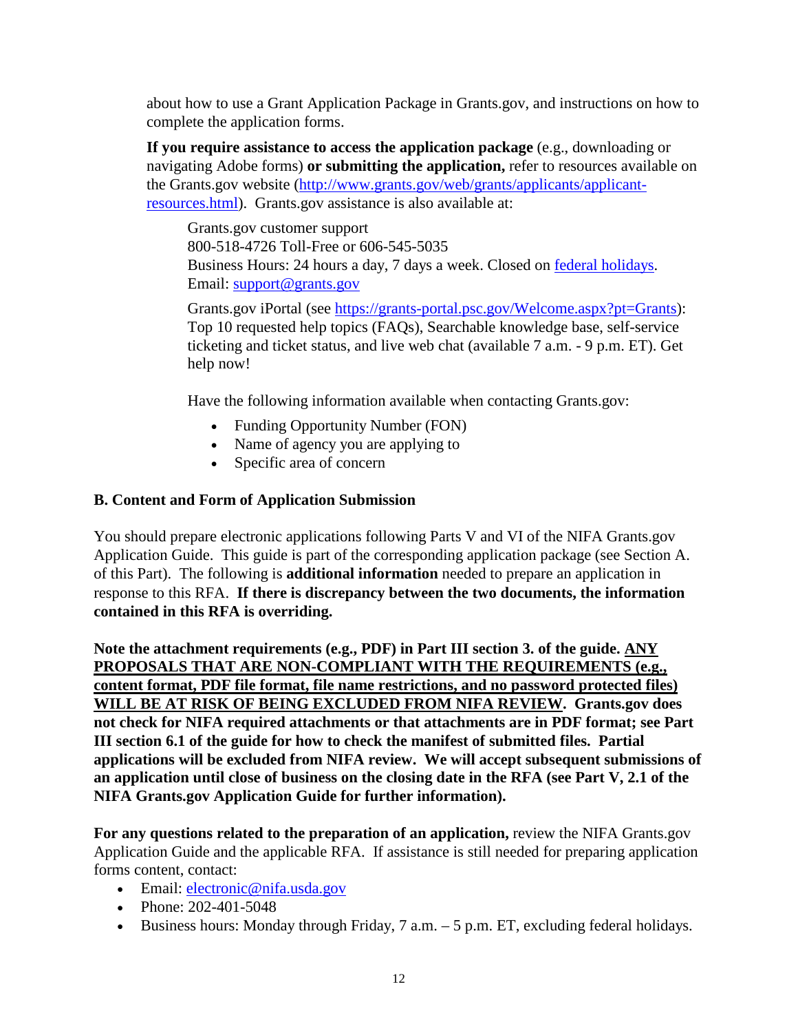about how to use a Grant Application Package in Grants.gov, and instructions on how to complete the application forms.

**If you require assistance to access the application package** (e.g., downloading or navigating Adobe forms) **or submitting the application,** refer to resources available on the Grants.gov website ([http://www.grants.gov/web/grants/applicants/applicant-resources.html](http://www.grants.gov/web/grants/applicants/applicant-resources.html)). Grants.gov assistance is also available at:

> Grants.gov customer support
> 800-518-4726 Toll-Free or 606-545-5035
> Business Hours: 24 hours a day, 7 days a week. Closed on [federal holidays](#).
> Email: [support@grants.gov](mailto:support@grants.gov)
>
> Grants.gov iPortal (see [https://grants-portal.psc.gov/Welcome.aspx?pt=Grants](https://grants-portal.psc.gov/Welcome.aspx?pt=Grants)): Top 10 requested help topics (FAQs), Searchable knowledge base, self-service ticketing and ticket status, and live web chat (available 7 a.m. - 9 p.m. ET). Get help now!
>
> Have the following information available when contacting Grants.gov:
>
> - Funding Opportunity Number (FON)
> - Name of agency you are applying to
> - Specific area of concern

### B. Content and Form of Application Submission

You should prepare electronic applications following Parts V and VI of the NIFA Grants.gov Application Guide. This guide is part of the corresponding application package (see Section A. of this Part). The following is **additional information** needed to prepare an application in response to this RFA. **If there is discrepancy between the two documents, the information contained in this RFA is overriding.**

**Note the attachment requirements (e.g., PDF) in Part III section 3. of the guide. <u>ANY PROPOSALS THAT ARE NON-COMPLIANT WITH THE REQUIREMENTS (e.g., content format, PDF file format, file name restrictions, and no password protected files) WILL BE AT RISK OF BEING EXCLUDED FROM NIFA REVIEW</u>. Grants.gov does not check for NIFA required attachments or that attachments are in PDF format; see Part III section 6.1 of the guide for how to check the manifest of submitted files. Partial applications will be excluded from NIFA review. We will accept subsequent submissions of an application until close of business on the closing date in the RFA (see Part V, 2.1 of the NIFA Grants.gov Application Guide for further information).**

**For any questions related to the preparation of an application,** review the NIFA Grants.gov Application Guide and the applicable RFA. If assistance is still needed for preparing application forms content, contact:

- Email: [electronic@nifa.usda.gov](mailto:electronic@nifa.usda.gov)
- Phone: 202-401-5048
- Business hours: Monday through Friday, 7 a.m. – 5 p.m. ET, excluding federal holidays.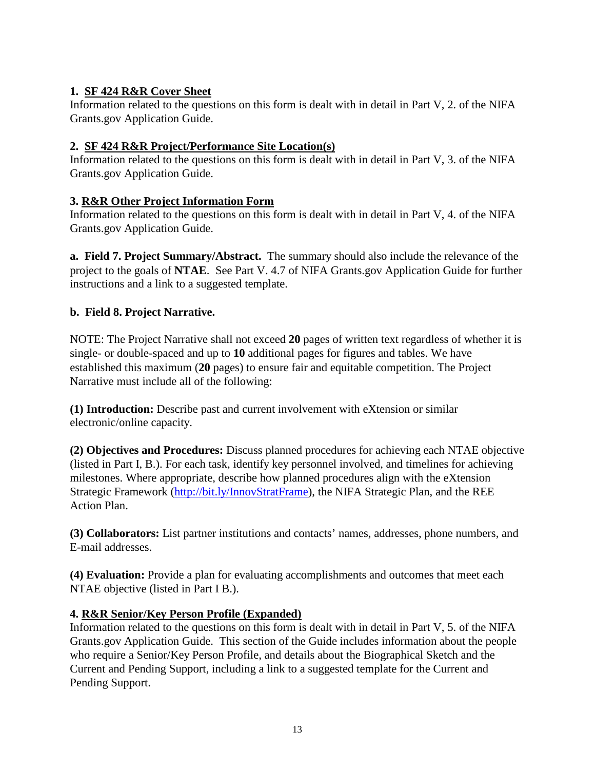**1. SF 424 R&R Cover Sheet**

Information related to the questions on this form is dealt with in detail in Part V, 2. of the NIFA Grants.gov Application Guide.

**2. SF 424 R&R Project/Performance Site Location(s)**

Information related to the questions on this form is dealt with in detail in Part V, 3. of the NIFA Grants.gov Application Guide.

**3. R&R Other Project Information Form**

Information related to the questions on this form is dealt with in detail in Part V, 4. of the NIFA Grants.gov Application Guide.

**a. Field 7. Project Summary/Abstract.** The summary should also include the relevance of the project to the goals of **NTAE**. See Part V. 4.7 of NIFA Grants.gov Application Guide for further instructions and a link to a suggested template.

**b. Field 8. Project Narrative.**

NOTE: The Project Narrative shall not exceed **20** pages of written text regardless of whether it is single- or double-spaced and up to **10** additional pages for figures and tables. We have established this maximum (**20** pages) to ensure fair and equitable competition. The Project Narrative must include all of the following:

**(1) Introduction:** Describe past and current involvement with eXtension or similar electronic/online capacity.

**(2) Objectives and Procedures:** Discuss planned procedures for achieving each NTAE objective (listed in Part I, B.). For each task, identify key personnel involved, and timelines for achieving milestones. Where appropriate, describe how planned procedures align with the eXtension Strategic Framework (http://bit.ly/InnovStratFrame), the NIFA Strategic Plan, and the REE Action Plan.

**(3) Collaborators:** List partner institutions and contacts' names, addresses, phone numbers, and E-mail addresses.

**(4) Evaluation:** Provide a plan for evaluating accomplishments and outcomes that meet each NTAE objective (listed in Part I B.).

**4. R&R Senior/Key Person Profile (Expanded)**

Information related to the questions on this form is dealt with in detail in Part V, 5. of the NIFA Grants.gov Application Guide. This section of the Guide includes information about the people who require a Senior/Key Person Profile, and details about the Biographical Sketch and the Current and Pending Support, including a link to a suggested template for the Current and Pending Support.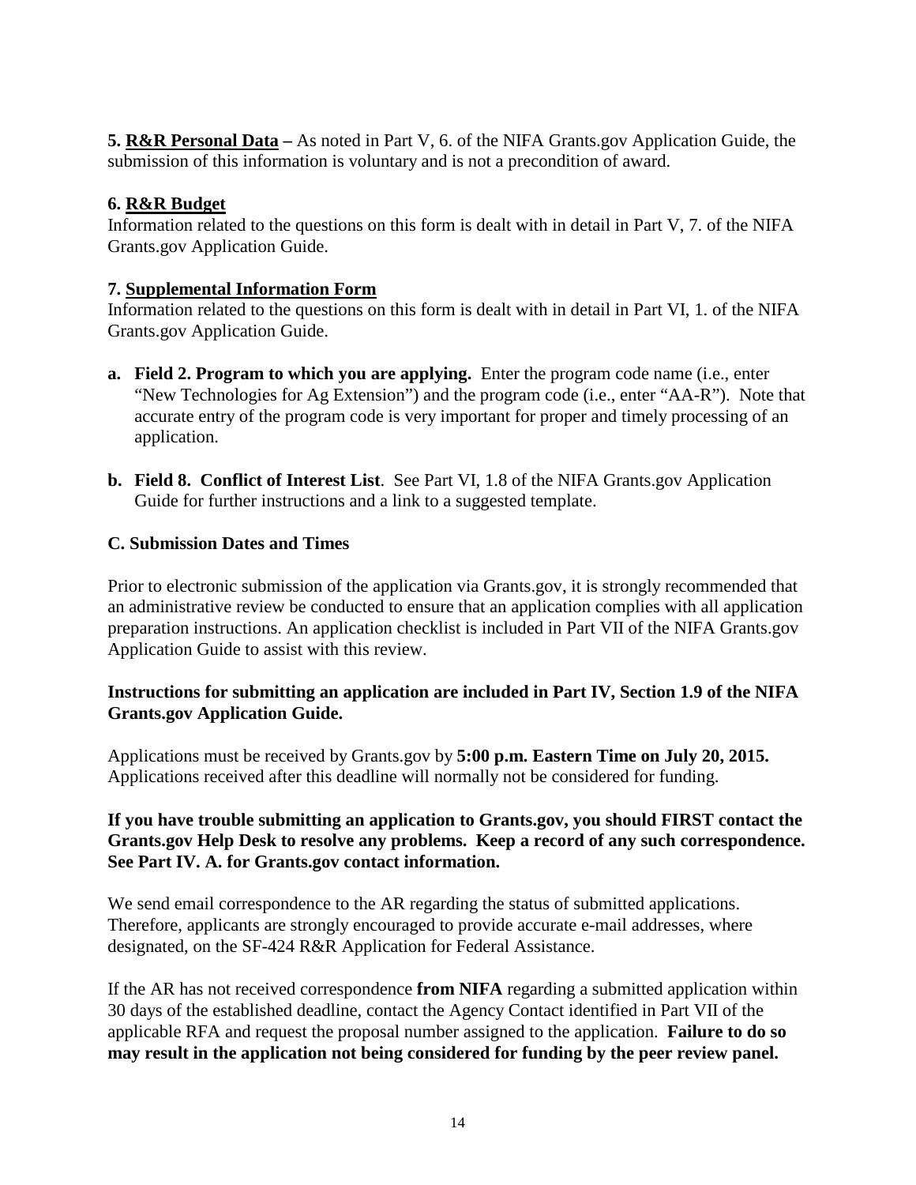**5. <u>R&R Personal Data</u> –** As noted in Part V, 6. of the NIFA Grants.gov Application Guide, the submission of this information is voluntary and is not a precondition of award.

**6. <u>R&R Budget</u>**

Information related to the questions on this form is dealt with in detail in Part V, 7. of the NIFA Grants.gov Application Guide.

**7. <u>Supplemental Information Form</u>**

Information related to the questions on this form is dealt with in detail in Part VI, 1. of the NIFA Grants.gov Application Guide.

**a. Field 2. Program to which you are applying.** Enter the program code name (i.e., enter "New Technologies for Ag Extension") and the program code (i.e., enter "AA-R"). Note that accurate entry of the program code is very important for proper and timely processing of an application.

**b. Field 8. Conflict of Interest List**. See Part VI, 1.8 of the NIFA Grants.gov Application Guide for further instructions and a link to a suggested template.

**C. Submission Dates and Times**

Prior to electronic submission of the application via Grants.gov, it is strongly recommended that an administrative review be conducted to ensure that an application complies with all application preparation instructions. An application checklist is included in Part VII of the NIFA Grants.gov Application Guide to assist with this review.

**Instructions for submitting an application are included in Part IV, Section 1.9 of the NIFA Grants.gov Application Guide.**

Applications must be received by Grants.gov by **5:00 p.m. Eastern Time on July 20, 2015.** Applications received after this deadline will normally not be considered for funding.

**If you have trouble submitting an application to Grants.gov, you should FIRST contact the Grants.gov Help Desk to resolve any problems. Keep a record of any such correspondence. See Part IV. A. for Grants.gov contact information.**

We send email correspondence to the AR regarding the status of submitted applications. Therefore, applicants are strongly encouraged to provide accurate e-mail addresses, where designated, on the SF-424 R&R Application for Federal Assistance.

If the AR has not received correspondence **from NIFA** regarding a submitted application within 30 days of the established deadline, contact the Agency Contact identified in Part VII of the applicable RFA and request the proposal number assigned to the application. **Failure to do so may result in the application not being considered for funding by the peer review panel.**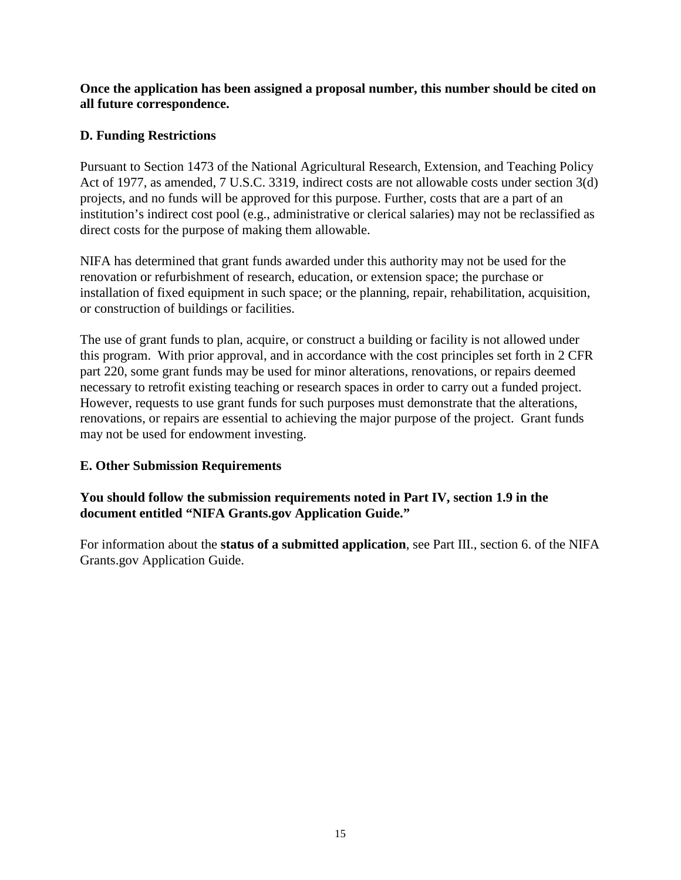**Once the application has been assigned a proposal number, this number should be cited on all future correspondence.**

### D. Funding Restrictions

Pursuant to Section 1473 of the National Agricultural Research, Extension, and Teaching Policy Act of 1977, as amended, 7 U.S.C. 3319, indirect costs are not allowable costs under section 3(d) projects, and no funds will be approved for this purpose. Further, costs that are a part of an institution's indirect cost pool (e.g., administrative or clerical salaries) may not be reclassified as direct costs for the purpose of making them allowable.

NIFA has determined that grant funds awarded under this authority may not be used for the renovation or refurbishment of research, education, or extension space; the purchase or installation of fixed equipment in such space; or the planning, repair, rehabilitation, acquisition, or construction of buildings or facilities.

The use of grant funds to plan, acquire, or construct a building or facility is not allowed under this program. With prior approval, and in accordance with the cost principles set forth in 2 CFR part 220, some grant funds may be used for minor alterations, renovations, or repairs deemed necessary to retrofit existing teaching or research spaces in order to carry out a funded project. However, requests to use grant funds for such purposes must demonstrate that the alterations, renovations, or repairs are essential to achieving the major purpose of the project. Grant funds may not be used for endowment investing.

### E. Other Submission Requirements

**You should follow the submission requirements noted in Part IV, section 1.9 in the document entitled "NIFA Grants.gov Application Guide."**

For information about the **status of a submitted application**, see Part III., section 6. of the NIFA Grants.gov Application Guide.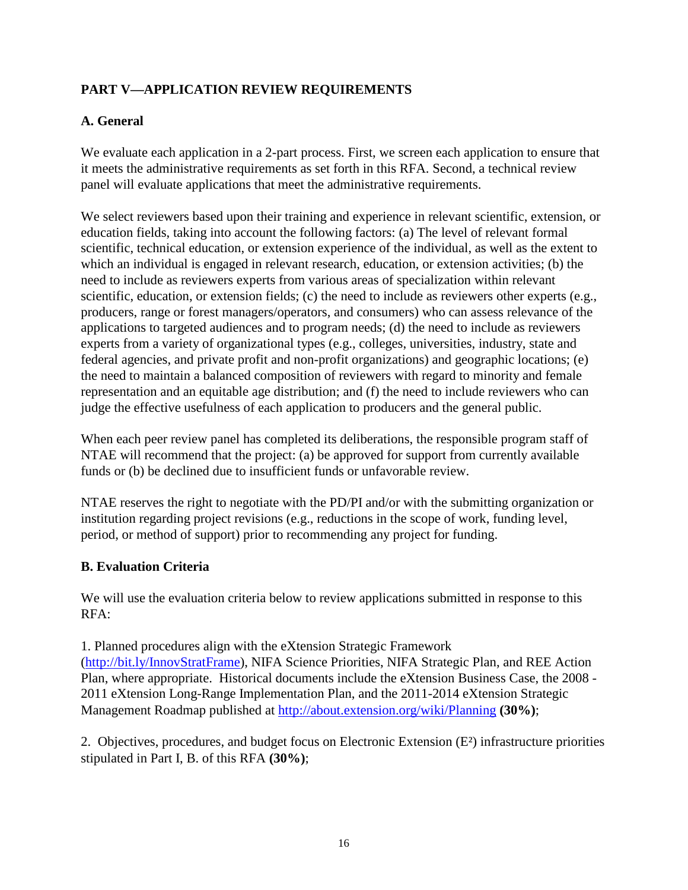## PART V—APPLICATION REVIEW REQUIREMENTS

### A. General

We evaluate each application in a 2-part process. First, we screen each application to ensure that it meets the administrative requirements as set forth in this RFA. Second, a technical review panel will evaluate applications that meet the administrative requirements.

We select reviewers based upon their training and experience in relevant scientific, extension, or education fields, taking into account the following factors: (a) The level of relevant formal scientific, technical education, or extension experience of the individual, as well as the extent to which an individual is engaged in relevant research, education, or extension activities; (b) the need to include as reviewers experts from various areas of specialization within relevant scientific, education, or extension fields; (c) the need to include as reviewers other experts (e.g., producers, range or forest managers/operators, and consumers) who can assess relevance of the applications to targeted audiences and to program needs; (d) the need to include as reviewers experts from a variety of organizational types (e.g., colleges, universities, industry, state and federal agencies, and private profit and non-profit organizations) and geographic locations; (e) the need to maintain a balanced composition of reviewers with regard to minority and female representation and an equitable age distribution; and (f) the need to include reviewers who can judge the effective usefulness of each application to producers and the general public.

When each peer review panel has completed its deliberations, the responsible program staff of NTAE will recommend that the project: (a) be approved for support from currently available funds or (b) be declined due to insufficient funds or unfavorable review.

NTAE reserves the right to negotiate with the PD/PI and/or with the submitting organization or institution regarding project revisions (e.g., reductions in the scope of work, funding level, period, or method of support) prior to recommending any project for funding.

### B. Evaluation Criteria

We will use the evaluation criteria below to review applications submitted in response to this RFA:

1. Planned procedures align with the eXtension Strategic Framework (http://bit.ly/InnovStratFrame), NIFA Science Priorities, NIFA Strategic Plan, and REE Action Plan, where appropriate. Historical documents include the eXtension Business Case, the 2008 - 2011 eXtension Long-Range Implementation Plan, and the 2011-2014 eXtension Strategic Management Roadmap published at http://about.extension.org/wiki/Planning **(30%)**;

2. Objectives, procedures, and budget focus on Electronic Extension ($E^2$) infrastructure priorities stipulated in Part I, B. of this RFA **(30%)**;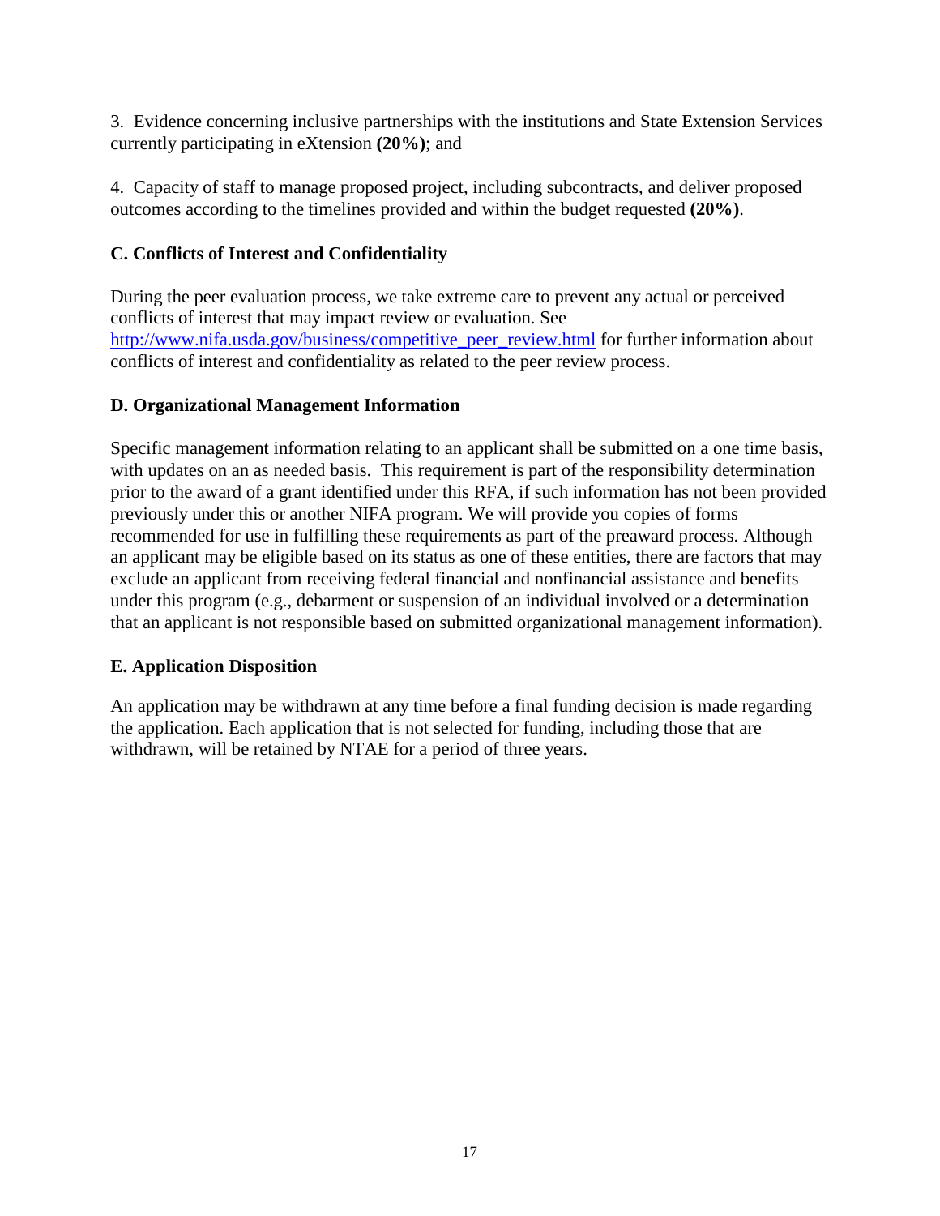3. Evidence concerning inclusive partnerships with the institutions and State Extension Services currently participating in eXtension **(20%)**; and

4. Capacity of staff to manage proposed project, including subcontracts, and deliver proposed outcomes according to the timelines provided and within the budget requested **(20%)**.

### C. Conflicts of Interest and Confidentiality

During the peer evaluation process, we take extreme care to prevent any actual or perceived conflicts of interest that may impact review or evaluation. See http://www.nifa.usda.gov/business/competitive_peer_review.html for further information about conflicts of interest and confidentiality as related to the peer review process.

### D. Organizational Management Information

Specific management information relating to an applicant shall be submitted on a one time basis, with updates on an as needed basis. This requirement is part of the responsibility determination prior to the award of a grant identified under this RFA, if such information has not been provided previously under this or another NIFA program. We will provide you copies of forms recommended for use in fulfilling these requirements as part of the preaward process. Although an applicant may be eligible based on its status as one of these entities, there are factors that may exclude an applicant from receiving federal financial and nonfinancial assistance and benefits under this program (e.g., debarment or suspension of an individual involved or a determination that an applicant is not responsible based on submitted organizational management information).

### E. Application Disposition

An application may be withdrawn at any time before a final funding decision is made regarding the application. Each application that is not selected for funding, including those that are withdrawn, will be retained by NTAE for a period of three years.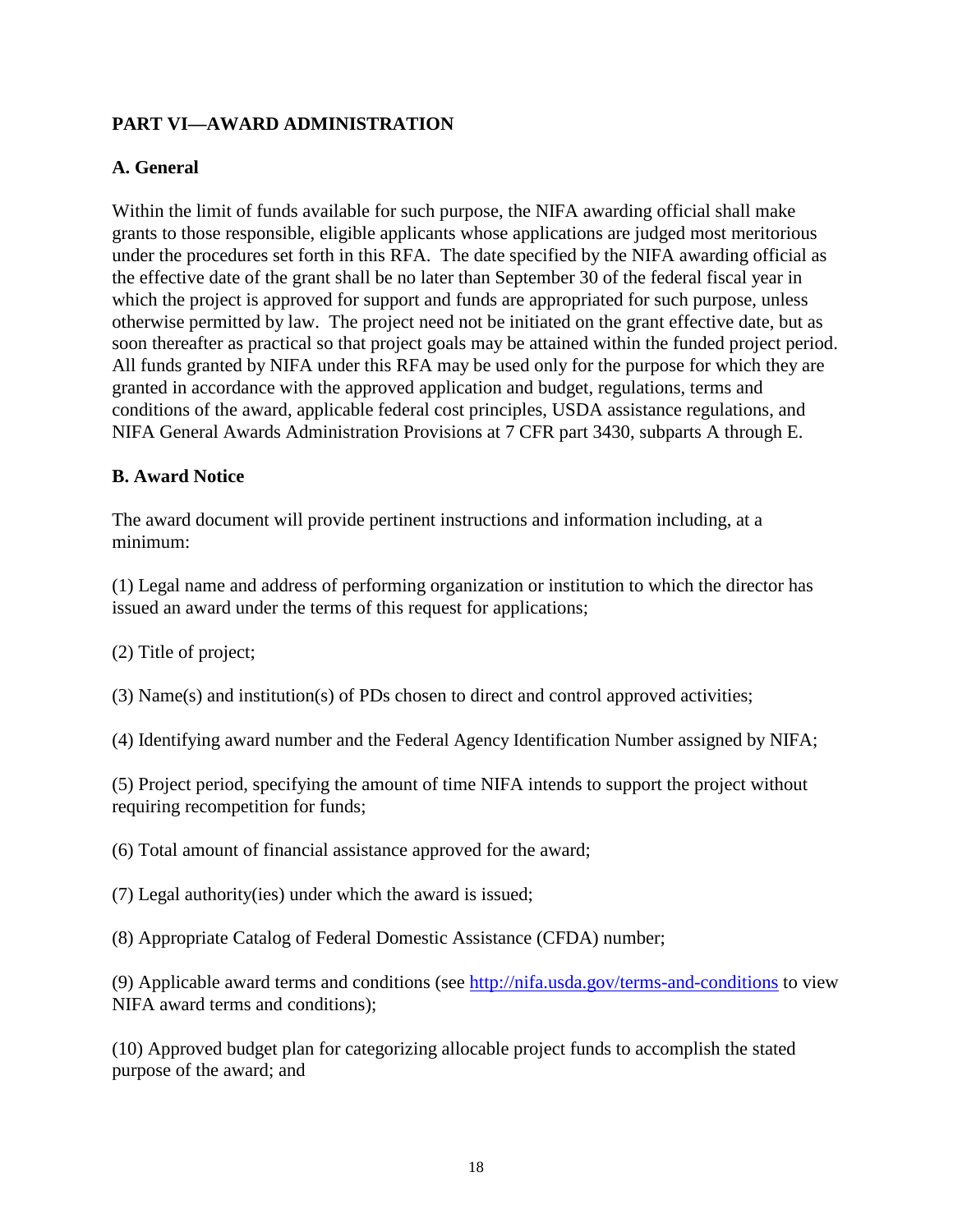## PART VI—AWARD ADMINISTRATION

### A. General

Within the limit of funds available for such purpose, the NIFA awarding official shall make grants to those responsible, eligible applicants whose applications are judged most meritorious under the procedures set forth in this RFA. The date specified by the NIFA awarding official as the effective date of the grant shall be no later than September 30 of the federal fiscal year in which the project is approved for support and funds are appropriated for such purpose, unless otherwise permitted by law. The project need not be initiated on the grant effective date, but as soon thereafter as practical so that project goals may be attained within the funded project period. All funds granted by NIFA under this RFA may be used only for the purpose for which they are granted in accordance with the approved application and budget, regulations, terms and conditions of the award, applicable federal cost principles, USDA assistance regulations, and NIFA General Awards Administration Provisions at 7 CFR part 3430, subparts A through E.

### B. Award Notice

The award document will provide pertinent instructions and information including, at a minimum:

(1) Legal name and address of performing organization or institution to which the director has issued an award under the terms of this request for applications;

(2) Title of project;

(3) Name(s) and institution(s) of PDs chosen to direct and control approved activities;

(4) Identifying award number and the Federal Agency Identification Number assigned by NIFA;

(5) Project period, specifying the amount of time NIFA intends to support the project without requiring recompetition for funds;

(6) Total amount of financial assistance approved for the award;

(7) Legal authority(ies) under which the award is issued;

(8) Appropriate Catalog of Federal Domestic Assistance (CFDA) number;

(9) Applicable award terms and conditions (see http://nifa.usda.gov/terms-and-conditions to view NIFA award terms and conditions);

(10) Approved budget plan for categorizing allocable project funds to accomplish the stated purpose of the award; and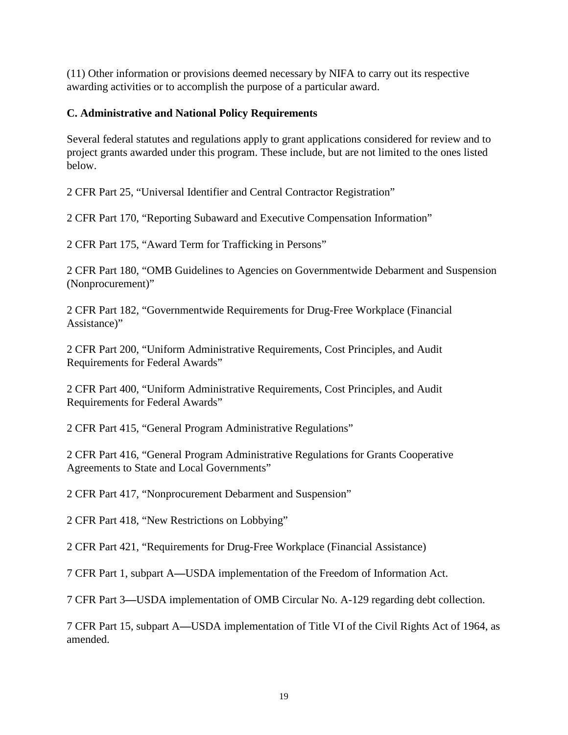(11) Other information or provisions deemed necessary by NIFA to carry out its respective awarding activities or to accomplish the purpose of a particular award.

### C. Administrative and National Policy Requirements

Several federal statutes and regulations apply to grant applications considered for review and to project grants awarded under this program. These include, but are not limited to the ones listed below.

2 CFR Part 25, "Universal Identifier and Central Contractor Registration"

2 CFR Part 170, "Reporting Subaward and Executive Compensation Information"

2 CFR Part 175, "Award Term for Trafficking in Persons"

2 CFR Part 180, "OMB Guidelines to Agencies on Governmentwide Debarment and Suspension (Nonprocurement)"

2 CFR Part 182, "Governmentwide Requirements for Drug-Free Workplace (Financial Assistance)"

2 CFR Part 200, "Uniform Administrative Requirements, Cost Principles, and Audit Requirements for Federal Awards"

2 CFR Part 400, "Uniform Administrative Requirements, Cost Principles, and Audit Requirements for Federal Awards"

2 CFR Part 415, "General Program Administrative Regulations"

2 CFR Part 416, "General Program Administrative Regulations for Grants Cooperative Agreements to State and Local Governments"

2 CFR Part 417, "Nonprocurement Debarment and Suspension"

2 CFR Part 418, "New Restrictions on Lobbying"

2 CFR Part 421, "Requirements for Drug-Free Workplace (Financial Assistance)

7 CFR Part 1, subpart A—USDA implementation of the Freedom of Information Act.

7 CFR Part 3—USDA implementation of OMB Circular No. A-129 regarding debt collection.

7 CFR Part 15, subpart A—USDA implementation of Title VI of the Civil Rights Act of 1964, as amended.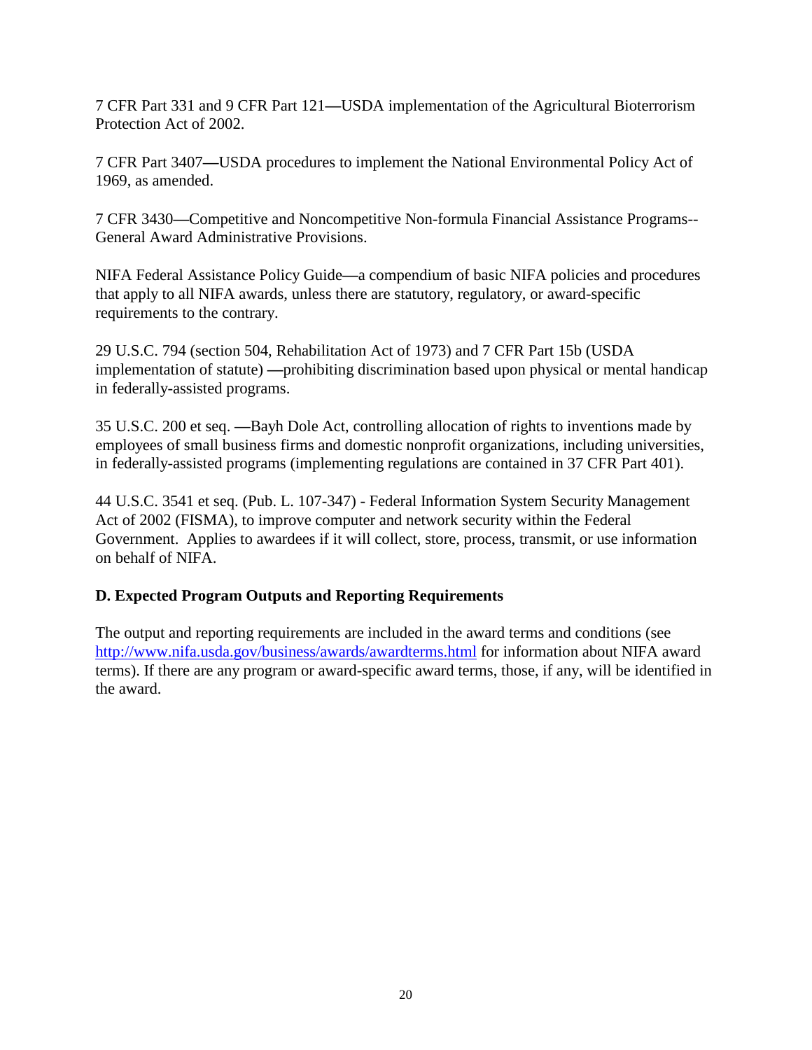7 CFR Part 331 and 9 CFR Part 121—USDA implementation of the Agricultural Bioterrorism Protection Act of 2002.

7 CFR Part 3407—USDA procedures to implement the National Environmental Policy Act of 1969, as amended.

7 CFR 3430—Competitive and Noncompetitive Non-formula Financial Assistance Programs--General Award Administrative Provisions.

NIFA Federal Assistance Policy Guide—a compendium of basic NIFA policies and procedures that apply to all NIFA awards, unless there are statutory, regulatory, or award-specific requirements to the contrary.

29 U.S.C. 794 (section 504, Rehabilitation Act of 1973) and 7 CFR Part 15b (USDA implementation of statute) —prohibiting discrimination based upon physical or mental handicap in federally-assisted programs.

35 U.S.C. 200 et seq. —Bayh Dole Act, controlling allocation of rights to inventions made by employees of small business firms and domestic nonprofit organizations, including universities, in federally-assisted programs (implementing regulations are contained in 37 CFR Part 401).

44 U.S.C. 3541 et seq. (Pub. L. 107-347) - Federal Information System Security Management Act of 2002 (FISMA), to improve computer and network security within the Federal Government. Applies to awardees if it will collect, store, process, transmit, or use information on behalf of NIFA.

### D. Expected Program Outputs and Reporting Requirements

The output and reporting requirements are included in the award terms and conditions (see http://www.nifa.usda.gov/business/awards/awardterms.html for information about NIFA award terms). If there are any program or award-specific award terms, those, if any, will be identified in the award.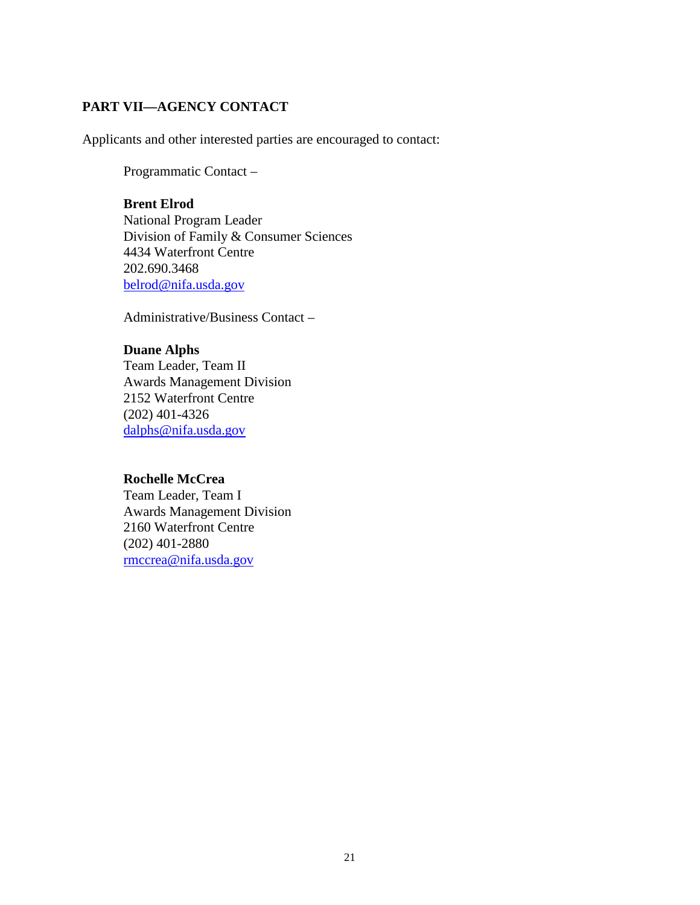## PART VII—AGENCY CONTACT

Applicants and other interested parties are encouraged to contact:

Programmatic Contact –

**Brent Elrod**
National Program Leader
Division of Family & Consumer Sciences
4434 Waterfront Centre
202.690.3468
belrod@nifa.usda.gov

Administrative/Business Contact –

**Duane Alphs**
Team Leader, Team II
Awards Management Division
2152 Waterfront Centre
(202) 401-4326
dalphs@nifa.usda.gov

**Rochelle McCrea**
Team Leader, Team I
Awards Management Division
2160 Waterfront Centre
(202) 401-2880
rmccrea@nifa.usda.gov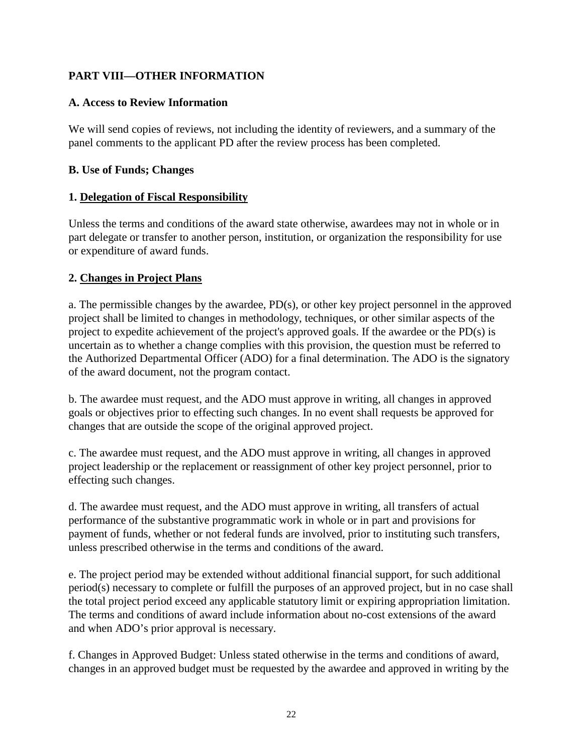## PART VIII—OTHER INFORMATION

### A. Access to Review Information

We will send copies of reviews, not including the identity of reviewers, and a summary of the panel comments to the applicant PD after the review process has been completed.

### B. Use of Funds; Changes

#### 1. Delegation of Fiscal Responsibility

Unless the terms and conditions of the award state otherwise, awardees may not in whole or in part delegate or transfer to another person, institution, or organization the responsibility for use or expenditure of award funds.

#### 2. Changes in Project Plans

a. The permissible changes by the awardee, PD(s), or other key project personnel in the approved project shall be limited to changes in methodology, techniques, or other similar aspects of the project to expedite achievement of the project's approved goals. If the awardee or the PD(s) is uncertain as to whether a change complies with this provision, the question must be referred to the Authorized Departmental Officer (ADO) for a final determination. The ADO is the signatory of the award document, not the program contact.

b. The awardee must request, and the ADO must approve in writing, all changes in approved goals or objectives prior to effecting such changes. In no event shall requests be approved for changes that are outside the scope of the original approved project.

c. The awardee must request, and the ADO must approve in writing, all changes in approved project leadership or the replacement or reassignment of other key project personnel, prior to effecting such changes.

d. The awardee must request, and the ADO must approve in writing, all transfers of actual performance of the substantive programmatic work in whole or in part and provisions for payment of funds, whether or not federal funds are involved, prior to instituting such transfers, unless prescribed otherwise in the terms and conditions of the award.

e. The project period may be extended without additional financial support, for such additional period(s) necessary to complete or fulfill the purposes of an approved project, but in no case shall the total project period exceed any applicable statutory limit or expiring appropriation limitation. The terms and conditions of award include information about no-cost extensions of the award and when ADO's prior approval is necessary.

f. Changes in Approved Budget: Unless stated otherwise in the terms and conditions of award, changes in an approved budget must be requested by the awardee and approved in writing by the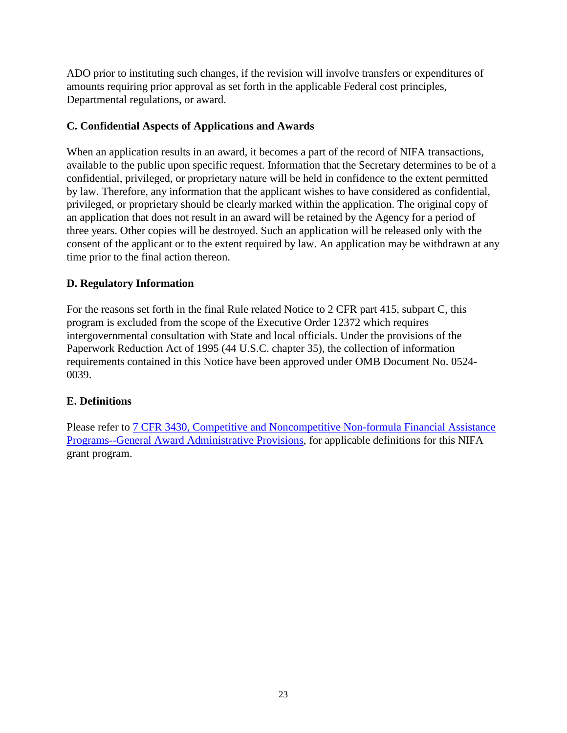ADO prior to instituting such changes, if the revision will involve transfers or expenditures of amounts requiring prior approval as set forth in the applicable Federal cost principles, Departmental regulations, or award.

### C. Confidential Aspects of Applications and Awards

When an application results in an award, it becomes a part of the record of NIFA transactions, available to the public upon specific request. Information that the Secretary determines to be of a confidential, privileged, or proprietary nature will be held in confidence to the extent permitted by law. Therefore, any information that the applicant wishes to have considered as confidential, privileged, or proprietary should be clearly marked within the application. The original copy of an application that does not result in an award will be retained by the Agency for a period of three years. Other copies will be destroyed. Such an application will be released only with the consent of the applicant or to the extent required by law. An application may be withdrawn at any time prior to the final action thereon.

### D. Regulatory Information

For the reasons set forth in the final Rule related Notice to 2 CFR part 415, subpart C, this program is excluded from the scope of the Executive Order 12372 which requires intergovernmental consultation with State and local officials. Under the provisions of the Paperwork Reduction Act of 1995 (44 U.S.C. chapter 35), the collection of information requirements contained in this Notice have been approved under OMB Document No. 0524-0039.

### E. Definitions

Please refer to [7 CFR 3430, Competitive and Noncompetitive Non-formula Financial Assistance Programs--General Award Administrative Provisions](), for applicable definitions for this NIFA grant program.